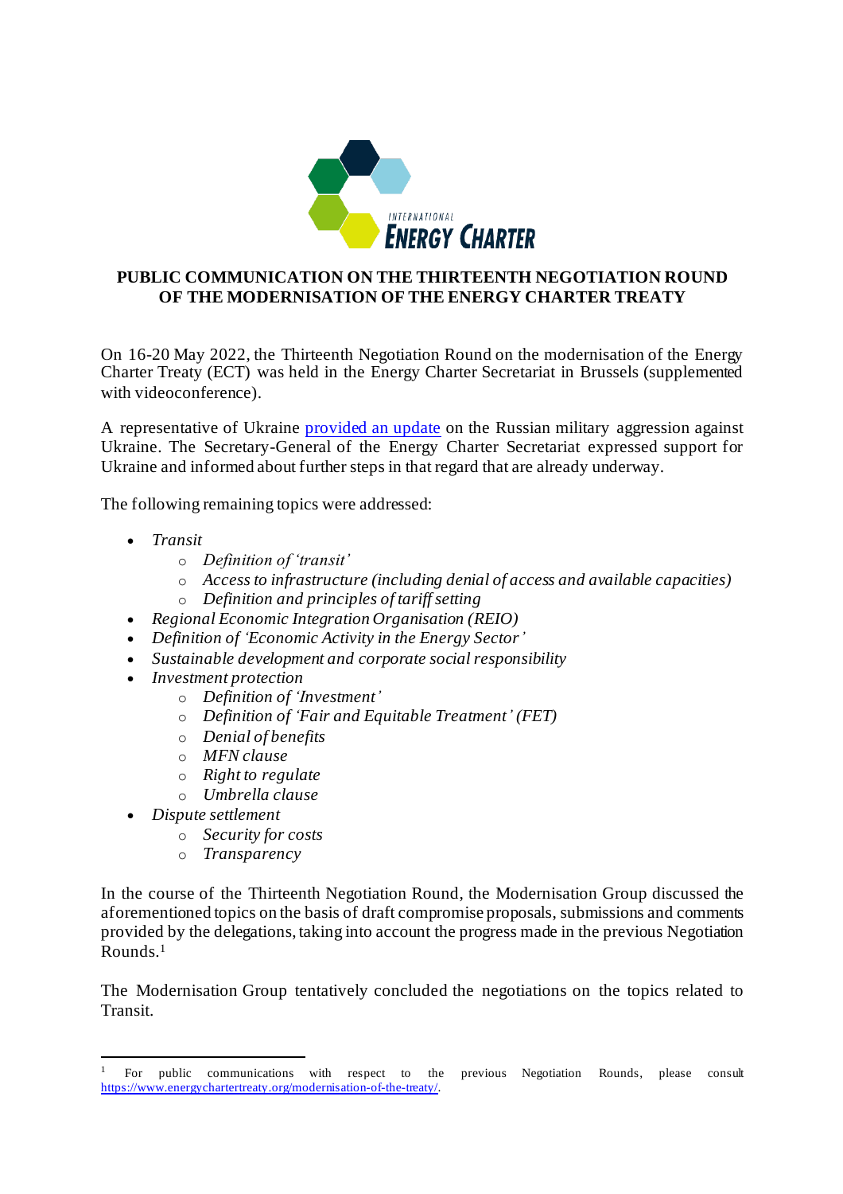# PUBLIC COMMUNICATION ON THE THIRTEENTH NEGOTIATION ROUND OF THE MODERNISATION OF THE ENERGY CHARTER TREATY

On 16-20 May 2022, the Thirteenth Negotiation Round on the modernisation of the Energy Charter Treaty (ECT) was held in the Energy Charter Secretariat in Brussels (supplemented with videoconference).

A representative of Ukraine provided an update on the Russian military aggression against Ukraine. The Secretary-General of the Energy Charter Secretariat expressed support for Ukraine and informed about further steps in that regard that are already underway.

The following remaining topics were addressed:

- *Transit*
  - *Definition of 'transit'*
  - *Access to infrastructure (including denial of access and available capacities)*
  - *Definition and principles of tariff setting*
- *Regional Economic Integration Organisation (REIO)*
- *Definition of 'Economic Activity in the Energy Sector'*
- *Sustainable development and corporate social responsibility*
- *Investment protection*
  - *Definition of 'Investment'*
  - *Definition of 'Fair and Equitable Treatment' (FET)*
  - *Denial of benefits*
  - *MFN clause*
  - *Right to regulate*
  - *Umbrella clause*
- *Dispute settlement*
  - *Security for costs*
  - *Transparency*

In the course of the Thirteenth Negotiation Round, the Modernisation Group discussed the aforementioned topics on the basis of draft compromise proposals, submissions and comments provided by the delegations, taking into account the progress made in the previous Negotiation Rounds.[1]

The Modernisation Group tentatively concluded the negotiations on the topics related to Transit.

[1] For public communications with respect to the previous Negotiation Rounds, please consult https://www.energychartertreaty.org/modernisation-of-the-treaty/.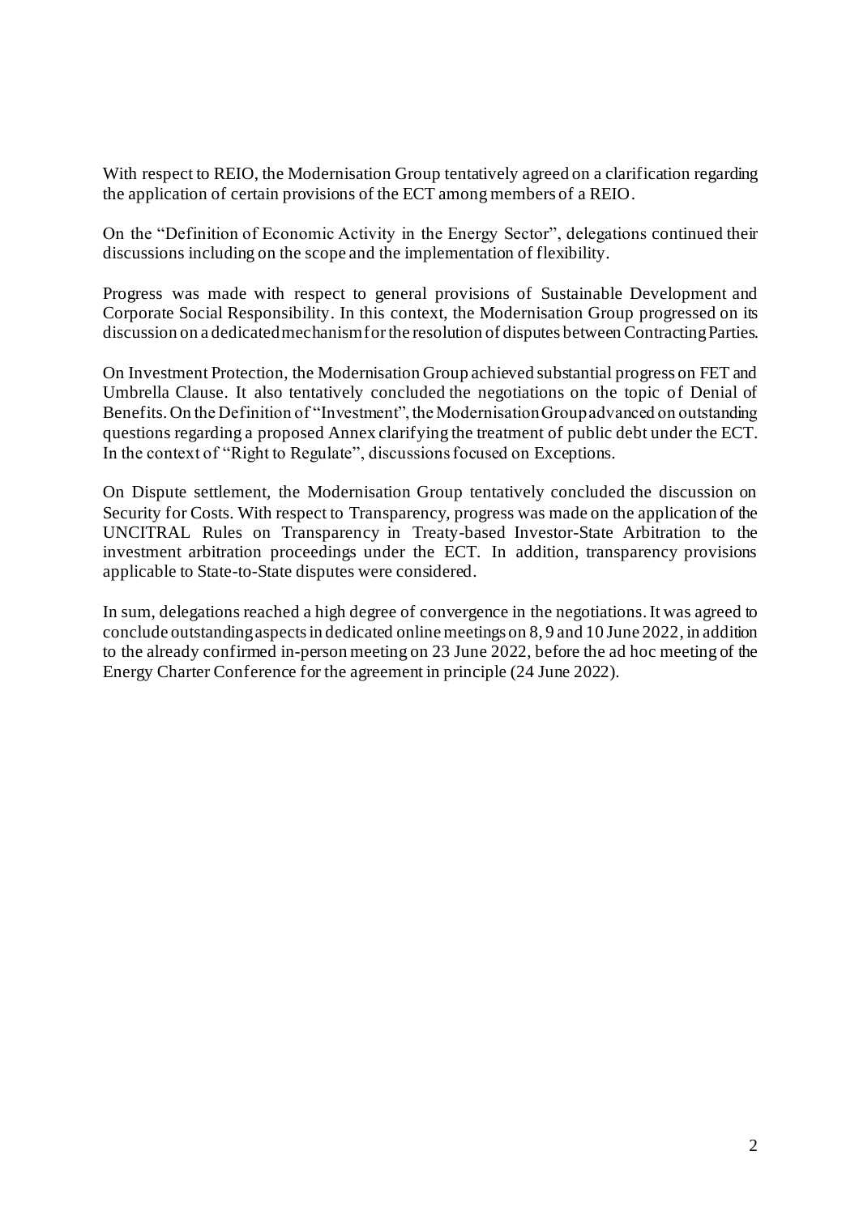With respect to REIO, the Modernisation Group tentatively agreed on a clarification regarding the application of certain provisions of the ECT among members of a REIO.

On the "Definition of Economic Activity in the Energy Sector", delegations continued their discussions including on the scope and the implementation of flexibility.

Progress was made with respect to general provisions of Sustainable Development and Corporate Social Responsibility. In this context, the Modernisation Group progressed on its discussion on a dedicated mechanism for the resolution of disputes between Contracting Parties.

On Investment Protection, the Modernisation Group achieved substantial progress on FET and Umbrella Clause. It also tentatively concluded the negotiations on the topic of Denial of Benefits. On the Definition of "Investment", the Modernisation Group advanced on outstanding questions regarding a proposed Annex clarifying the treatment of public debt under the ECT. In the context of "Right to Regulate", discussions focused on Exceptions.

On Dispute settlement, the Modernisation Group tentatively concluded the discussion on Security for Costs. With respect to Transparency, progress was made on the application of the UNCITRAL Rules on Transparency in Treaty-based Investor-State Arbitration to the investment arbitration proceedings under the ECT. In addition, transparency provisions applicable to State-to-State disputes were considered.

In sum, delegations reached a high degree of convergence in the negotiations. It was agreed to conclude outstanding aspects in dedicated online meetings on 8, 9 and 10 June 2022, in addition to the already confirmed in-person meeting on 23 June 2022, before the ad hoc meeting of the Energy Charter Conference for the agreement in principle (24 June 2022).